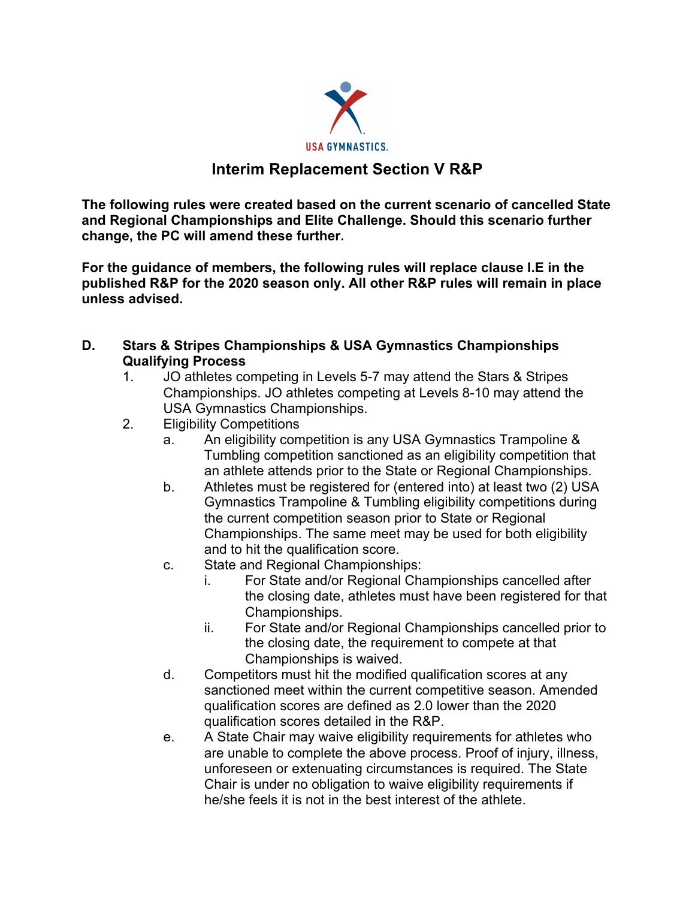USA GYMNASTICS.

# Interim Replacement Section V R&P

**The following rules were created based on the current scenario of cancelled State and Regional Championships and Elite Challenge. Should this scenario further change, the PC will amend these further.**

**For the guidance of members, the following rules will replace clause I.E in the published R&P for the 2020 season only. All other R&P rules will remain in place unless advised.**

**D. Stars & Stripes Championships & USA Gymnastics Championships Qualifying Process**

1. JO athletes competing in Levels 5-7 may attend the Stars & Stripes Championships. JO athletes competing at Levels 8-10 may attend the USA Gymnastics Championships.
2. Eligibility Competitions
   - a. An eligibility competition is any USA Gymnastics Trampoline & Tumbling competition sanctioned as an eligibility competition that an athlete attends prior to the State or Regional Championships.
   - b. Athletes must be registered for (entered into) at least two (2) USA Gymnastics Trampoline & Tumbling eligibility competitions during the current competition season prior to State or Regional Championships. The same meet may be used for both eligibility and to hit the qualification score.
   - c. State and Regional Championships:
     - i. For State and/or Regional Championships cancelled after the closing date, athletes must have been registered for that Championships.
     - ii. For State and/or Regional Championships cancelled prior to the closing date, the requirement to compete at that Championships is waived.
   - d. Competitors must hit the modified qualification scores at any sanctioned meet within the current competitive season. Amended qualification scores are defined as 2.0 lower than the 2020 qualification scores detailed in the R&P.
   - e. A State Chair may waive eligibility requirements for athletes who are unable to complete the above process. Proof of injury, illness, unforeseen or extenuating circumstances is required. The State Chair is under no obligation to waive eligibility requirements if he/she feels it is not in the best interest of the athlete.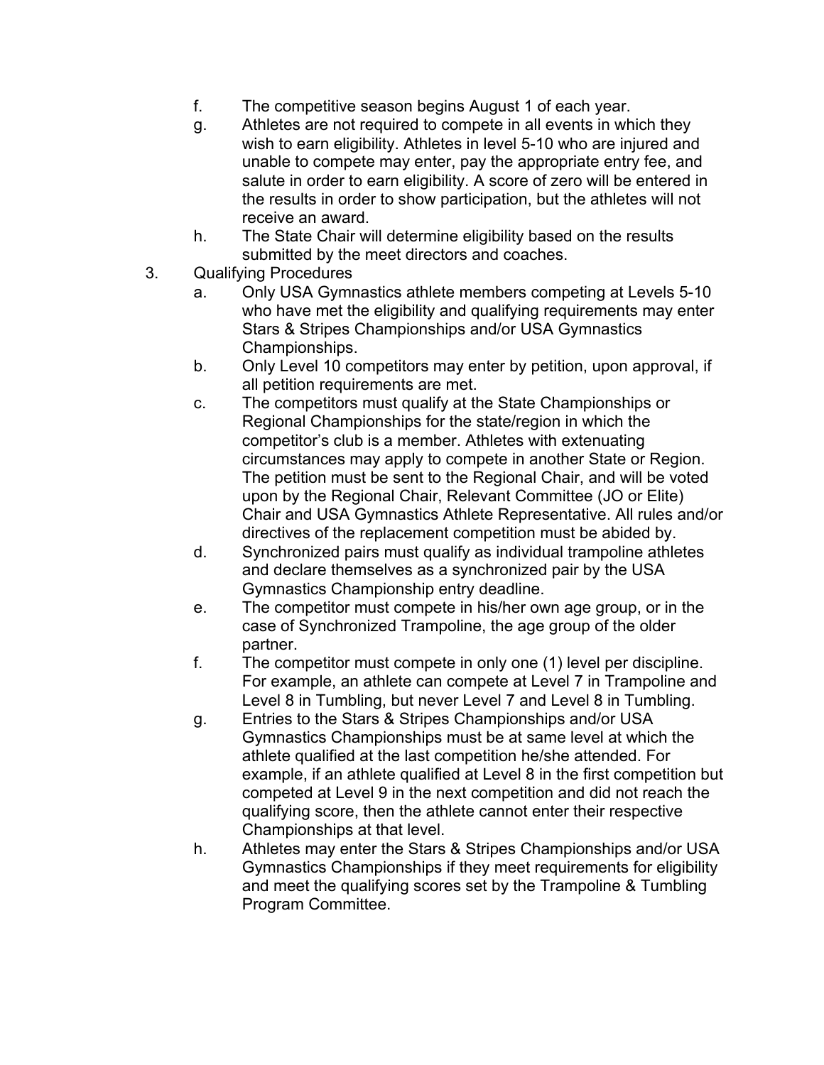f. The competitive season begins August 1 of each year.

g. Athletes are not required to compete in all events in which they wish to earn eligibility. Athletes in level 5-10 who are injured and unable to compete may enter, pay the appropriate entry fee, and salute in order to earn eligibility. A score of zero will be entered in the results in order to show participation, but the athletes will not receive an award.

h. The State Chair will determine eligibility based on the results submitted by the meet directors and coaches.

3. Qualifying Procedures

   a. Only USA Gymnastics athlete members competing at Levels 5-10 who have met the eligibility and qualifying requirements may enter Stars & Stripes Championships and/or USA Gymnastics Championships.

   b. Only Level 10 competitors may enter by petition, upon approval, if all petition requirements are met.

   c. The competitors must qualify at the State Championships or Regional Championships for the state/region in which the competitor's club is a member. Athletes with extenuating circumstances may apply to compete in another State or Region. The petition must be sent to the Regional Chair, and will be voted upon by the Regional Chair, Relevant Committee (JO or Elite) Chair and USA Gymnastics Athlete Representative. All rules and/or directives of the replacement competition must be abided by.

   d. Synchronized pairs must qualify as individual trampoline athletes and declare themselves as a synchronized pair by the USA Gymnastics Championship entry deadline.

   e. The competitor must compete in his/her own age group, or in the case of Synchronized Trampoline, the age group of the older partner.

   f. The competitor must compete in only one (1) level per discipline. For example, an athlete can compete at Level 7 in Trampoline and Level 8 in Tumbling, but never Level 7 and Level 8 in Tumbling.

   g. Entries to the Stars & Stripes Championships and/or USA Gymnastics Championships must be at same level at which the athlete qualified at the last competition he/she attended. For example, if an athlete qualified at Level 8 in the first competition but competed at Level 9 in the next competition and did not reach the qualifying score, then the athlete cannot enter their respective Championships at that level.

   h. Athletes may enter the Stars & Stripes Championships and/or USA Gymnastics Championships if they meet requirements for eligibility and meet the qualifying scores set by the Trampoline & Tumbling Program Committee.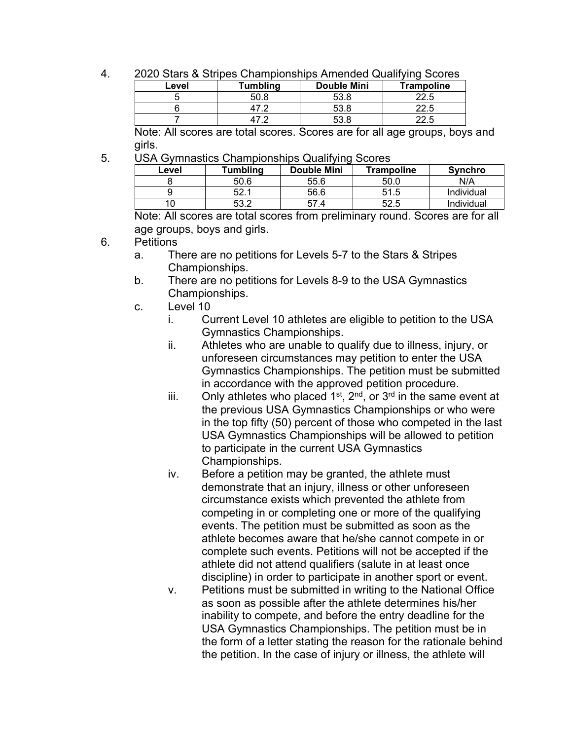4. 2020 Stars & Stripes Championships Amended Qualifying Scores

| Level | Tumbling | Double Mini | Trampoline |
|---|---|---|---|
| 5 | 50.8 | 53.8 | 22.5 |
| 6 | 47.2 | 53.8 | 22.5 |
| 7 | 47.2 | 53.8 | 22.5 |

Note: All scores are total scores. Scores are for all age groups, boys and girls.

5. USA Gymnastics Championships Qualifying Scores

| Level | Tumbling | Double Mini | Trampoline | Synchro |
|---|---|---|---|---|
| 8 | 50.6 | 55.6 | 50.0 | N/A |
| 9 | 52.1 | 56.6 | 51.5 | Individual |
| 10 | 53.2 | 57.4 | 52.5 | Individual |

Note: All scores are total scores from preliminary round. Scores are for all age groups, boys and girls.

6. Petitions
   a. There are no petitions for Levels 5-7 to the Stars & Stripes Championships.
   b. There are no petitions for Levels 8-9 to the USA Gymnastics Championships.
   c. Level 10
      i. Current Level 10 athletes are eligible to petition to the USA Gymnastics Championships.
      ii. Athletes who are unable to qualify due to illness, injury, or unforeseen circumstances may petition to enter the USA Gymnastics Championships. The petition must be submitted in accordance with the approved petition procedure.
      iii. Only athletes who placed 1st, 2nd, or 3rd in the same event at the previous USA Gymnastics Championships or who were in the top fifty (50) percent of those who competed in the last USA Gymnastics Championships will be allowed to petition to participate in the current USA Gymnastics Championships.
      iv. Before a petition may be granted, the athlete must demonstrate that an injury, illness or other unforeseen circumstance exists which prevented the athlete from competing in or completing one or more of the qualifying events. The petition must be submitted as soon as the athlete becomes aware that he/she cannot compete in or complete such events. Petitions will not be accepted if the athlete did not attend qualifiers (salute in at least once discipline) in order to participate in another sport or event.
      v. Petitions must be submitted in writing to the National Office as soon as possible after the athlete determines his/her inability to compete, and before the entry deadline for the USA Gymnastics Championships. The petition must be in the form of a letter stating the reason for the rationale behind the petition. In the case of injury or illness, the athlete will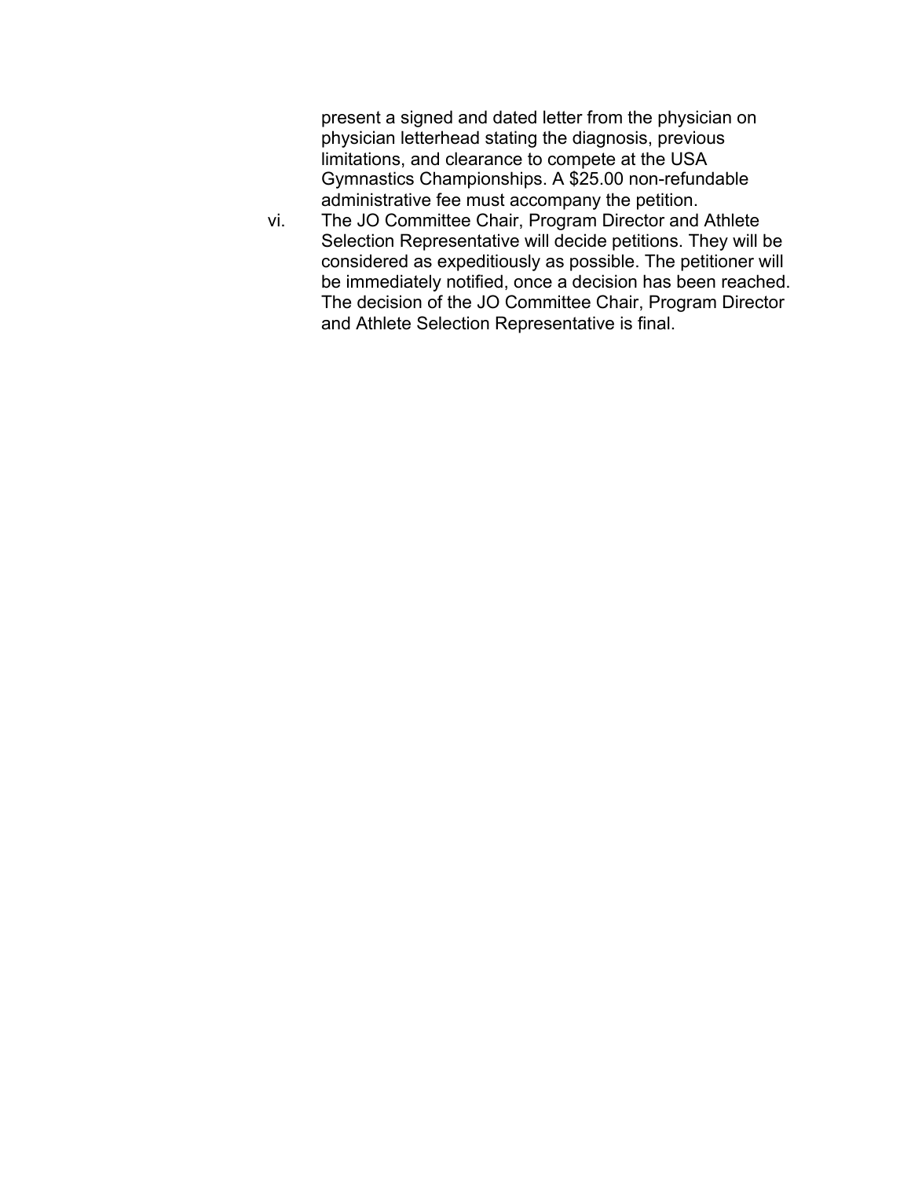present a signed and dated letter from the physician on physician letterhead stating the diagnosis, previous limitations, and clearance to compete at the USA Gymnastics Championships. A $25.00 non-refundable administrative fee must accompany the petition.

vi. The JO Committee Chair, Program Director and Athlete Selection Representative will decide petitions. They will be considered as expeditiously as possible. The petitioner will be immediately notified, once a decision has been reached. The decision of the JO Committee Chair, Program Director and Athlete Selection Representative is final.